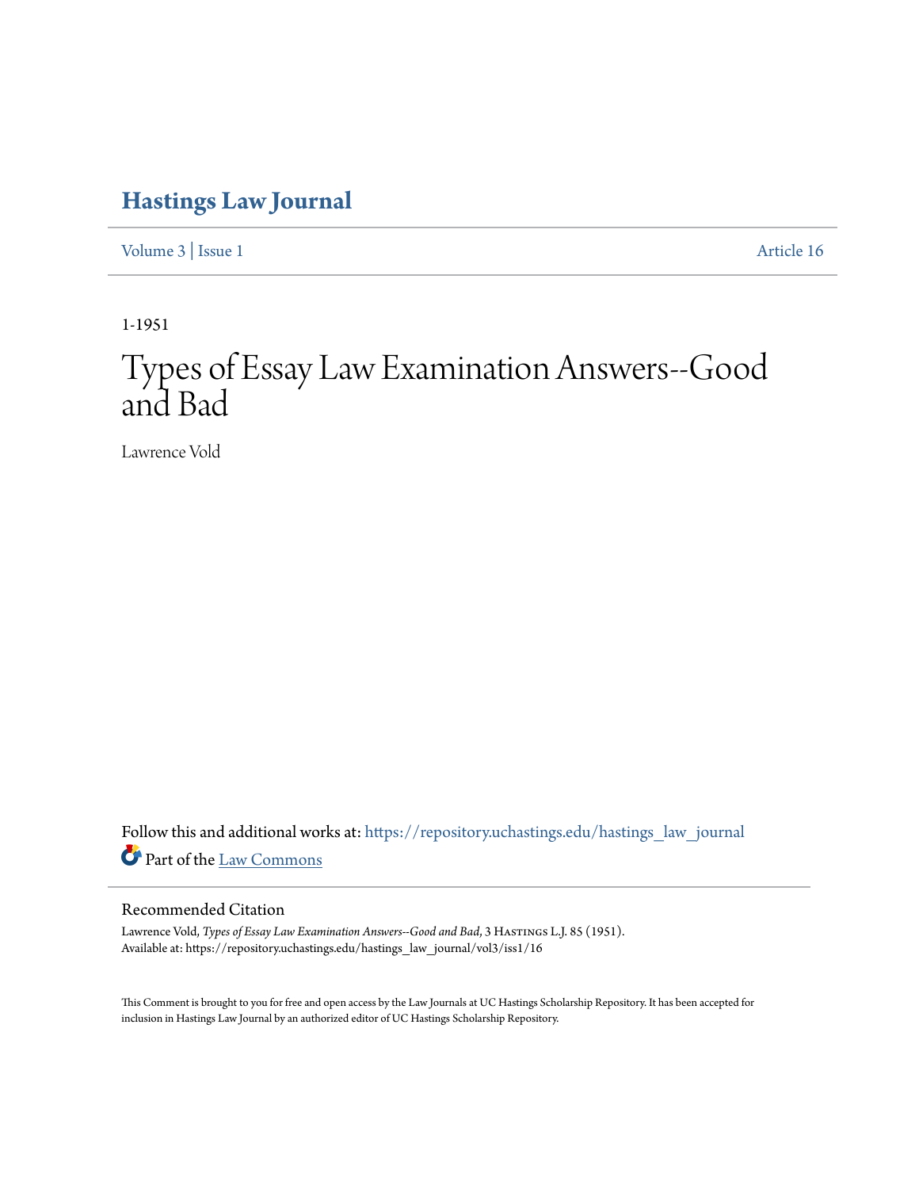# Hastings Law Journal

Volume 3 | Issue 1 Article 16

1-1951

# Types of Essay Law Examination Answers--Good and Bad

Lawrence Vold

Follow this and additional works at: https://repository.uchastings.edu/hastings_law_journal

Part of the Law Commons

## Recommended Citation

Lawrence Vold, *Types of Essay Law Examination Answers--Good and Bad*, 3 Hastings L.J. 85 (1951).
Available at: https://repository.uchastings.edu/hastings_law_journal/vol3/iss1/16

This Comment is brought to you for free and open access by the Law Journals at UC Hastings Scholarship Repository. It has been accepted for inclusion in Hastings Law Journal by an authorized editor of UC Hastings Scholarship Repository.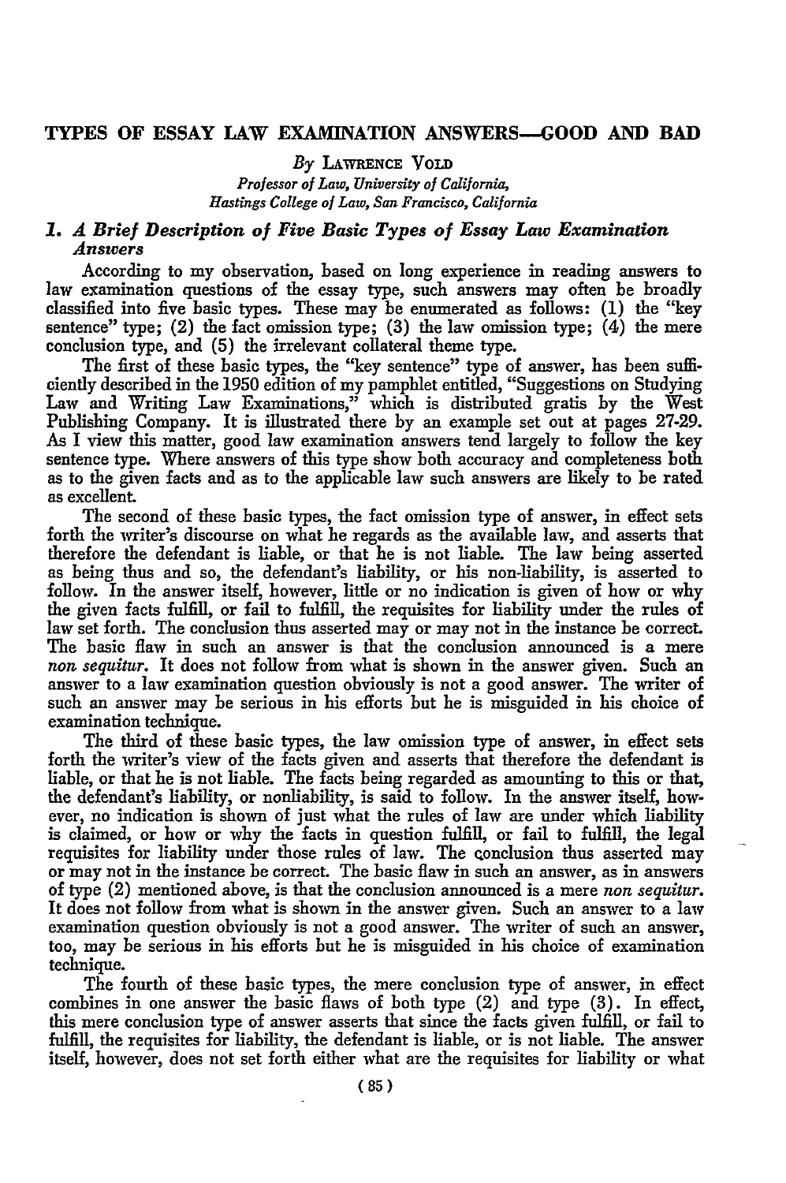# TYPES OF ESSAY LAW EXAMINATION ANSWERS—GOOD AND BAD

*By* LAWRENCE VOLD

*Professor of Law, University of California, Hastings College of Law, San Francisco, California*

## *1. A Brief Description of Five Basic Types of Essay Law Examination Answers*

According to my observation, based on long experience in reading answers to law examination questions of the essay type, such answers may often be broadly classified into five basic types. These may be enumerated as follows: (1) the "key sentence" type; (2) the fact omission type; (3) the law omission type; (4) the mere conclusion type, and (5) the irrelevant collateral theme type.

The first of these basic types, the "key sentence" type of answer, has been sufficiently described in the 1950 edition of my pamphlet entitled, "Suggestions on Studying Law and Writing Law Examinations," which is distributed gratis by the West Publishing Company. It is illustrated there by an example set out at pages 27-29. As I view this matter, good law examination answers tend largely to follow the key sentence type. Where answers of this type show both accuracy and completeness both as to the given facts and as to the applicable law such answers are likely to be rated as excellent.

The second of these basic types, the fact omission type of answer, in effect sets forth the writer's discourse on what he regards as the available law, and asserts that therefore the defendant is liable, or that he is not liable. The law being asserted as being thus and so, the defendant's liability, or his non-liability, is asserted to follow. In the answer itself, however, little or no indication is given of how or why the given facts fulfill, or fail to fulfill, the requisites for liability under the rules of law set forth. The conclusion thus asserted may or may not in the instance be correct. The basic flaw in such an answer is that the conclusion announced is a mere *non sequitur*. It does not follow from what is shown in the answer given. Such an answer to a law examination question obviously is not a good answer. The writer of such an answer may be serious in his efforts but he is misguided in his choice of examination technique.

The third of these basic types, the law omission type of answer, in effect sets forth the writer's view of the facts given and asserts that therefore the defendant is liable, or that he is not liable. The facts being regarded as amounting to this or that, the defendant's liability, or nonliability, is said to follow. In the answer itself, however, no indication is shown of just what the rules of law are under which liability is claimed, or how or why the facts in question fulfill, or fail to fulfill, the legal requisites for liability under those rules of law. The conclusion thus asserted may or may not in the instance be correct. The basic flaw in such an answer, as in answers of type (2) mentioned above, is that the conclusion announced is a mere *non sequitur*. It does not follow from what is shown in the answer given. Such an answer to a law examination question obviously is not a good answer. The writer of such an answer, too, may be serious in his efforts but he is misguided in his choice of examination technique.

The fourth of these basic types, the mere conclusion type of answer, in effect combines in one answer the basic flaws of both type (2) and type (3). In effect, this mere conclusion type of answer asserts that since the facts given fulfill, or fail to fulfill, the requisites for liability, the defendant is liable, or is not liable. The answer itself, however, does not set forth either what are the requisites for liability or what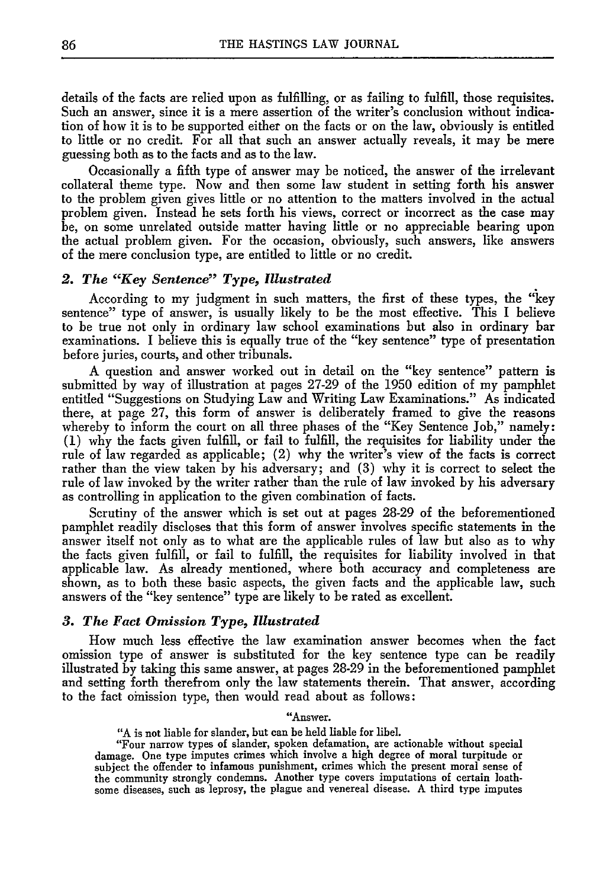details of the facts are relied upon as fulfilling, or as failing to fulfill, those requisites. Such an answer, since it is a mere assertion of the writer's conclusion without indication of how it is to be supported either on the facts or on the law, obviously is entitled to little or no credit. For all that such an answer actually reveals, it may be mere guessing both as to the facts and as to the law.

Occasionally a fifth type of answer may be noticed, the answer of the irrelevant collateral theme type. Now and then some law student in setting forth his answer to the problem given gives little or no attention to the matters involved in the actual problem given. Instead he sets forth his views, correct or incorrect as the case may be, on some unrelated outside matter having little or no appreciable bearing upon the actual problem given. For the occasion, obviously, such answers, like answers of the mere conclusion type, are entitled to little or no credit.

### *2. The "Key Sentence" Type, Illustrated*

According to my judgment in such matters, the first of these types, the "key sentence" type of answer, is usually likely to be the most effective. This I believe to be true not only in ordinary law school examinations but also in ordinary bar examinations. I believe this is equally true of the "key sentence" type of presentation before juries, courts, and other tribunals.

A question and answer worked out in detail on the "key sentence" pattern is submitted by way of illustration at pages 27-29 of the 1950 edition of my pamphlet entitled "Suggestions on Studying Law and Writing Law Examinations." As indicated there, at page 27, this form of answer is deliberately framed to give the reasons whereby to inform the court on all three phases of the "Key Sentence Job," namely: (1) why the facts given fulfill, or fail to fulfill, the requisites for liability under the rule of law regarded as applicable; (2) why the writer's view of the facts is correct rather than the view taken by his adversary; and (3) why it is correct to select the rule of law invoked by the writer rather than the rule of law invoked by his adversary as controlling in application to the given combination of facts.

Scrutiny of the answer which is set out at pages 28-29 of the beforementioned pamphlet readily discloses that this form of answer involves specific statements in the answer itself not only as to what are the applicable rules of law but also as to why the facts given fulfill, or fail to fulfill, the requisites for liability involved in that applicable law. As already mentioned, where both accuracy and completeness are shown, as to both these basic aspects, the given facts and the applicable law, such answers of the "key sentence" type are likely to be rated as excellent.

### *3. The Fact Omission Type, Illustrated*

How much less effective the law examination answer becomes when the fact omission type of answer is substituted for the key sentence type can be readily illustrated by taking this same answer, at pages 28-29 in the beforementioned pamphlet and setting forth therefrom only the law statements therein. That answer, according to the fact omission type, then would read about as follows:

> "Answer.
>
> "A is not liable for slander, but can be held liable for libel.
>
> "Four narrow types of slander, spoken defamation, are actionable without special damage. One type imputes crimes which involve a high degree of moral turpitude or subject the offender to infamous punishment, crimes which the present moral sense of the community strongly condemns. Another type covers imputations of certain loathsome diseases, such as leprosy, the plague and venereal disease. A third type imputes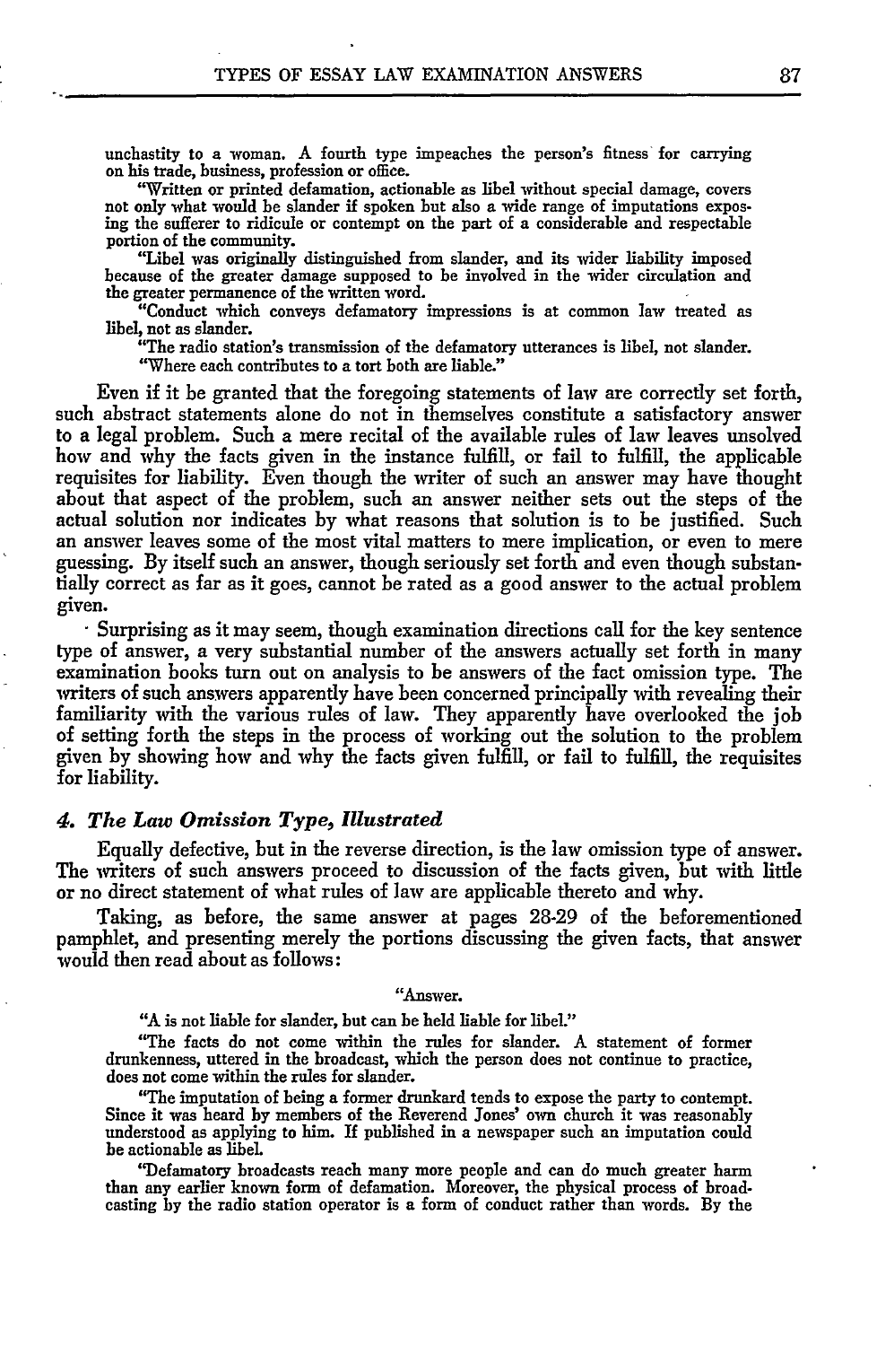unchastity to a woman. A fourth type impeaches the person's fitness for carrying on his trade, business, profession or office.

"Written or printed defamation, actionable as libel without special damage, covers not only what would be slander if spoken but also a wide range of imputations exposing the sufferer to ridicule or contempt on the part of a considerable and respectable portion of the community.

"Libel was originally distinguished from slander, and its wider liability imposed because of the greater damage supposed to be involved in the wider circulation and the greater permanence of the written word.

"Conduct which conveys defamatory impressions is at common law treated as libel, not as slander.

"The radio station's transmission of the defamatory utterances is libel, not slander.

"Where each contributes to a tort both are liable."

Even if it be granted that the foregoing statements of law are correctly set forth, such abstract statements alone do not in themselves constitute a satisfactory answer to a legal problem. Such a mere recital of the available rules of law leaves unsolved how and why the facts given in the instance fulfill, or fail to fulfill, the applicable requisites for liability. Even though the writer of such an answer may have thought about that aspect of the problem, such an answer neither sets out the steps of the actual solution nor indicates by what reasons that solution is to be justified. Such an answer leaves some of the most vital matters to mere implication, or even to mere guessing. By itself such an answer, though seriously set forth and even though substantially correct as far as it goes, cannot be rated as a good answer to the actual problem given.

Surprising as it may seem, though examination directions call for the key sentence type of answer, a very substantial number of the answers actually set forth in many examination books turn out on analysis to be answers of the fact omission type. The writers of such answers apparently have been concerned principally with revealing their familiarity with the various rules of law. They apparently have overlooked the job of setting forth the steps in the process of working out the solution to the problem given by showing how and why the facts given fulfill, or fail to fulfill, the requisites for liability.

### *4. The Law Omission Type, Illustrated*

Equally defective, but in the reverse direction, is the law omission type of answer. The writers of such answers proceed to discussion of the facts given, but with little or no direct statement of what rules of law are applicable thereto and why.

Taking, as before, the same answer at pages 28-29 of the beforementioned pamphlet, and presenting merely the portions discussing the given facts, that answer would then read about as follows:

"Answer.

"A is not liable for slander, but can be held liable for libel."

"The facts do not come within the rules for slander. A statement of former drunkenness, uttered in the broadcast, which the person does not continue to practice, does not come within the rules for slander.

"The imputation of being a former drunkard tends to expose the party to contempt. Since it was heard by members of the Reverend Jones' own church it was reasonably understood as applying to him. If published in a newspaper such an imputation could be actionable as libel.

"Defamatory broadcasts reach many more people and can do much greater harm than any earlier known form of defamation. Moreover, the physical process of broadcasting by the radio station operator is a form of conduct rather than words. By the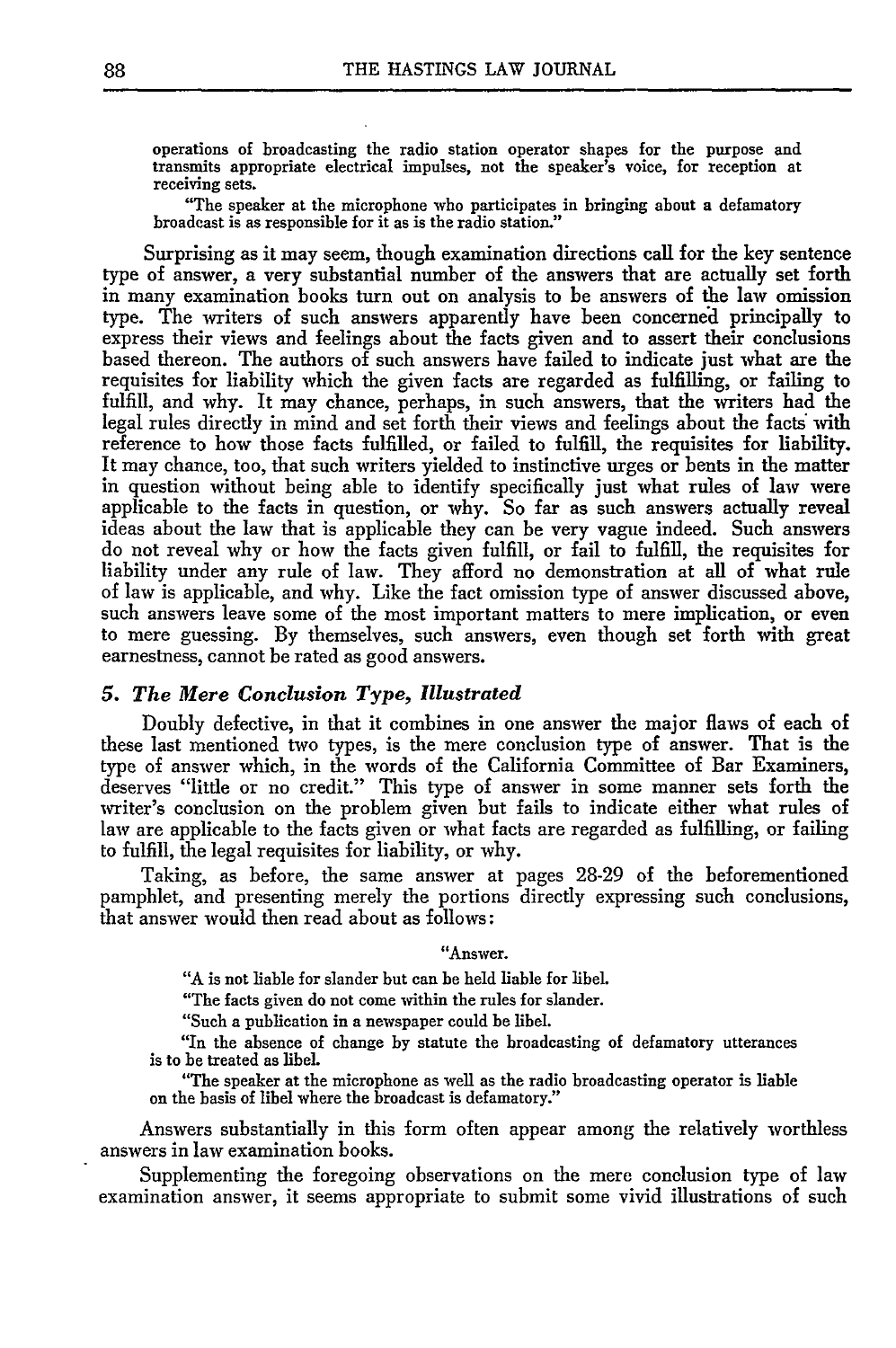operations of broadcasting the radio station operator shapes for the purpose and transmits appropriate electrical impulses, not the speaker's voice, for reception at receiving sets.

"The speaker at the microphone who participates in bringing about a defamatory broadcast is as responsible for it as is the radio station."

Surprising as it may seem, though examination directions call for the key sentence type of answer, a very substantial number of the answers that are actually set forth in many examination books turn out on analysis to be answers of the law omission type. The writers of such answers apparently have been concerned principally to express their views and feelings about the facts given and to assert their conclusions based thereon. The authors of such answers have failed to indicate just what are the requisites for liability which the given facts are regarded as fulfilling, or failing to fulfill, and why. It may chance, perhaps, in such answers, that the writers had the legal rules directly in mind and set forth their views and feelings about the facts with reference to how those facts fulfilled, or failed to fulfill, the requisites for liability. It may chance, too, that such writers yielded to instinctive urges or bents in the matter in question without being able to identify specifically just what rules of law were applicable to the facts in question, or why. So far as such answers actually reveal ideas about the law that is applicable they can be very vague indeed. Such answers do not reveal why or how the facts given fulfill, or fail to fulfill, the requisites for liability under any rule of law. They afford no demonstration at all of what rule of law is applicable, and why. Like the fact omission type of answer discussed above, such answers leave some of the most important matters to mere implication, or even to mere guessing. By themselves, such answers, even though set forth with great earnestness, cannot be rated as good answers.

### *5. The Mere Conclusion Type, Illustrated*

Doubly defective, in that it combines in one answer the major flaws of each of these last mentioned two types, is the mere conclusion type of answer. That is the type of answer which, in the words of the California Committee of Bar Examiners, deserves "little or no credit." This type of answer in some manner sets forth the writer's conclusion on the problem given but fails to indicate either what rules of law are applicable to the facts given or what facts are regarded as fulfilling, or failing to fulfill, the legal requisites for liability, or why.

Taking, as before, the same answer at pages 28-29 of the beforementioned pamphlet, and presenting merely the portions directly expressing such conclusions, that answer would then read about as follows:

"Answer.

"A is not liable for slander but can be held liable for libel.

"The facts given do not come within the rules for slander.

"Such a publication in a newspaper could be libel.

"In the absence of change by statute the broadcasting of defamatory utterances is to be treated as libel.

"The speaker at the microphone as well as the radio broadcasting operator is liable on the basis of libel where the broadcast is defamatory."

Answers substantially in this form often appear among the relatively worthless answers in law examination books.

Supplementing the foregoing observations on the mere conclusion type of law examination answer, it seems appropriate to submit some vivid illustrations of such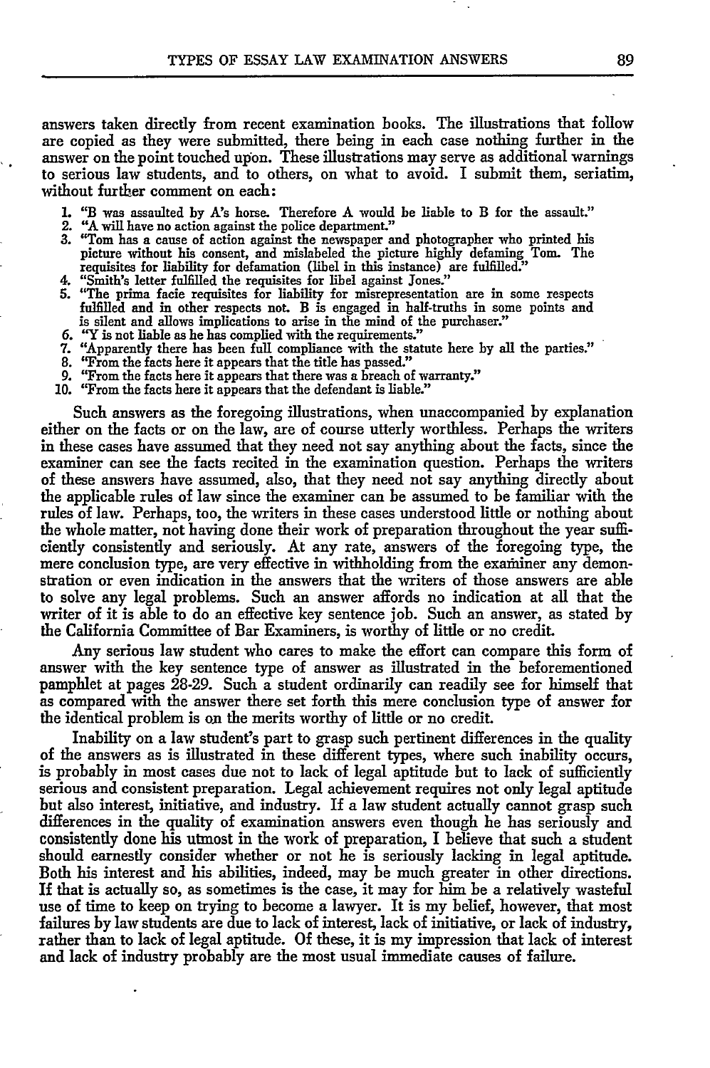answers taken directly from recent examination books. The illustrations that follow are copied as they were submitted, there being in each case nothing further in the answer on the point touched upon. These illustrations may serve as additional warnings to serious law students, and to others, on what to avoid. I submit them, seriatim, without further comment on each:

1. "B was assaulted by A's horse. Therefore A would be liable to B for the assault."
2. "A will have no action against the police department."
3. "Tom has a cause of action against the newspaper and photographer who printed his picture without his consent, and mislabeled the picture highly defaming Tom. The requisites for liability for defamation (libel in this instance) are fulfilled."
4. "Smith's letter fulfilled the requisites for libel against Jones."
5. "The prima facie requisites for liability for misrepresentation are in some respects fulfilled and in other respects not. B is engaged in half-truths in some points and is silent and allows implications to arise in the mind of the purchaser."
6. "Y is not liable as he has complied with the requirements."
7. "Apparently there has been full compliance with the statute here by all the parties."
8. "From the facts here it appears that the title has passed."
9. "From the facts here it appears that there was a breach of warranty."
10. "From the facts here it appears that the defendant is liable."

Such answers as the foregoing illustrations, when unaccompanied by explanation either on the facts or on the law, are of course utterly worthless. Perhaps the writers in these cases have assumed that they need not say anything about the facts, since the examiner can see the facts recited in the examination question. Perhaps the writers of these answers have assumed, also, that they need not say anything directly about the applicable rules of law since the examiner can be assumed to be familiar with the rules of law. Perhaps, too, the writers in these cases understood little or nothing about the whole matter, not having done their work of preparation throughout the year sufficiently consistently and seriously. At any rate, answers of the foregoing type, the mere conclusion type, are very effective in withholding from the examiner any demonstration or even indication in the answers that the writers of those answers are able to solve any legal problems. Such an answer affords no indication at all that the writer of it is able to do an effective key sentence job. Such an answer, as stated by the California Committee of Bar Examiners, is worthy of little or no credit.

Any serious law student who cares to make the effort can compare this form of answer with the key sentence type of answer as illustrated in the beforementioned pamphlet at pages 28-29. Such a student ordinarily can readily see for himself that as compared with the answer there set forth this mere conclusion type of answer for the identical problem is on the merits worthy of little or no credit.

Inability on a law student's part to grasp such pertinent differences in the quality of the answers as is illustrated in these different types, where such inability occurs, is probably in most cases due not to lack of legal aptitude but to lack of sufficiently serious and consistent preparation. Legal achievement requires not only legal aptitude but also interest, initiative, and industry. If a law student actually cannot grasp such differences in the quality of examination answers even though he has seriously and consistently done his utmost in the work of preparation, I believe that such a student should earnestly consider whether or not he is seriously lacking in legal aptitude. Both his interest and his abilities, indeed, may be much greater in other directions. If that is actually so, as sometimes is the case, it may for him be a relatively wasteful use of time to keep on trying to become a lawyer. It is my belief, however, that most failures by law students are due to lack of interest, lack of initiative, or lack of industry, rather than to lack of legal aptitude. Of these, it is my impression that lack of interest and lack of industry probably are the most usual immediate causes of failure.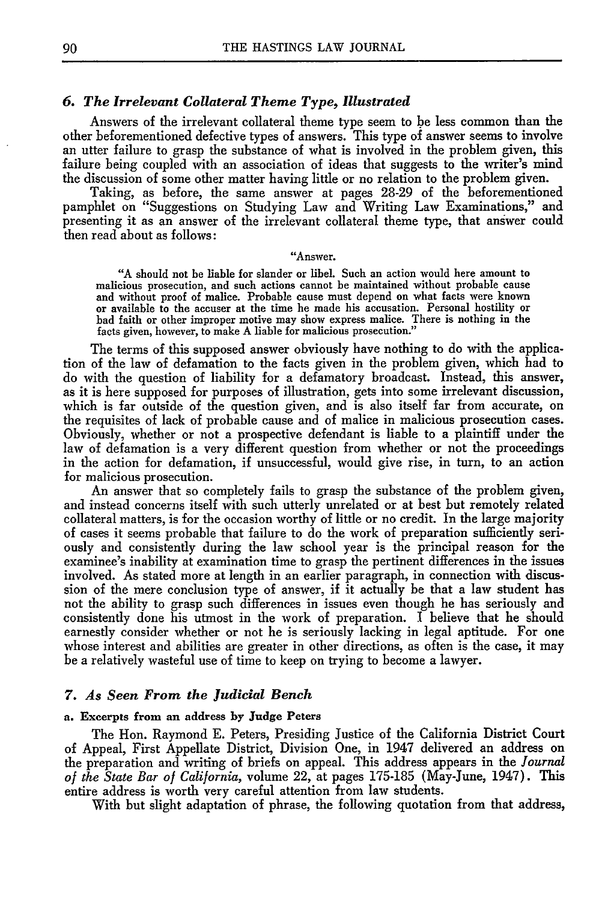### *6. The Irrelevant Collateral Theme Type, Illustrated*

Answers of the irrelevant collateral theme type seem to be less common than the other beforementioned defective types of answers. This type of answer seems to involve an utter failure to grasp the substance of what is involved in the problem given, this failure being coupled with an association of ideas that suggests to the writer's mind the discussion of some other matter having little or no relation to the problem given.

Taking, as before, the same answer at pages 28-29 of the beforementioned pamphlet on "Suggestions on Studying Law and Writing Law Examinations," and presenting it as an answer of the irrelevant collateral theme type, that answer could then read about as follows:

> "Answer.
>
> "A should not be liable for slander or libel. Such an action would here amount to malicious prosecution, and such actions cannot be maintained without probable cause and without proof of malice. Probable cause must depend on what facts were known or available to the accuser at the time he made his accusation. Personal hostility or bad faith or other improper motive may show express malice. There is nothing in the facts given, however, to make A liable for malicious prosecution."

The terms of this supposed answer obviously have nothing to do with the application of the law of defamation to the facts given in the problem given, which had to do with the question of liability for a defamatory broadcast. Instead, this answer, as it is here supposed for purposes of illustration, gets into some irrelevant discussion, which is far outside of the question given, and is also itself far from accurate, on the requisites of lack of probable cause and of malice in malicious prosecution cases. Obviously, whether or not a prospective defendant is liable to a plaintiff under the law of defamation is a very different question from whether or not the proceedings in the action for defamation, if unsuccessful, would give rise, in turn, to an action for malicious prosecution.

An answer that so completely fails to grasp the substance of the problem given, and instead concerns itself with such utterly unrelated or at best but remotely related collateral matters, is for the occasion worthy of little or no credit. In the large majority of cases it seems probable that failure to do the work of preparation sufficiently seriously and consistently during the law school year is the principal reason for the examinee's inability at examination time to grasp the pertinent differences in the issues involved. As stated more at length in an earlier paragraph, in connection with discussion of the mere conclusion type of answer, if it actually be that a law student has not the ability to grasp such differences in issues even though he has seriously and consistently done his utmost in the work of preparation. I believe that he should earnestly consider whether or not he is seriously lacking in legal aptitude. For one whose interest and abilities are greater in other directions, as often is the case, it may be a relatively wasteful use of time to keep on trying to become a lawyer.

### *7. As Seen From the Judicial Bench*

#### a. Excerpts from an address by Judge Peters

The Hon. Raymond E. Peters, Presiding Justice of the California District Court of Appeal, First Appellate District, Division One, in 1947 delivered an address on the preparation and writing of briefs on appeal. This address appears in the *Journal of the State Bar of California*, volume 22, at pages 175-185 (May-June, 1947). This entire address is worth very careful attention from law students.

With but slight adaptation of phrase, the following quotation from that address,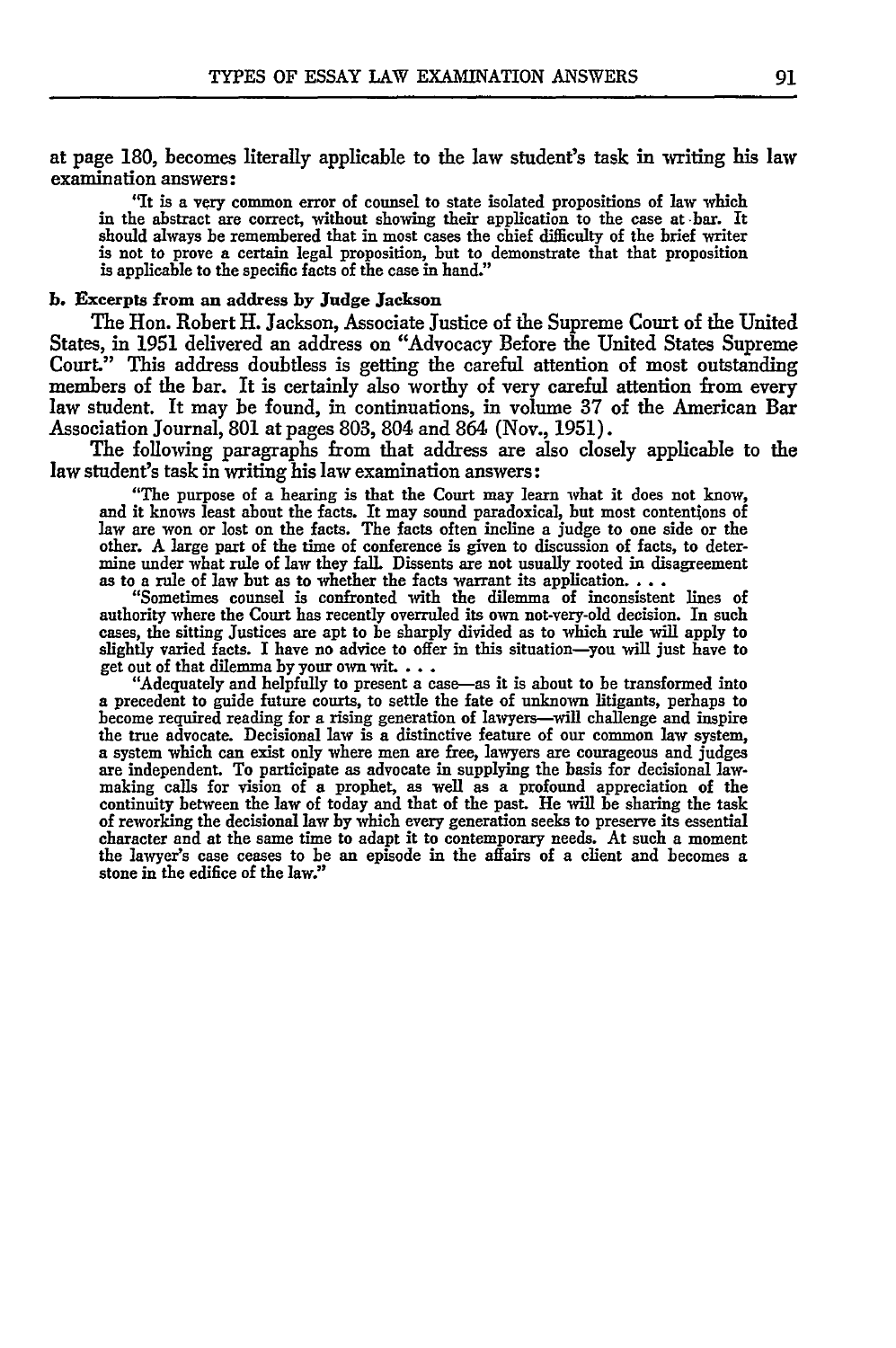at page 180, becomes literally applicable to the law student's task in writing his law examination answers:

> "It is a very common error of counsel to state isolated propositions of law which in the abstract are correct, without showing their application to the case at bar. It should always be remembered that in most cases the chief difficulty of the brief writer is not to prove a certain legal proposition, but to demonstrate that that proposition is applicable to the specific facts of the case in hand."

**b. Excerpts from an address by Judge Jackson**

The Hon. Robert H. Jackson, Associate Justice of the Supreme Court of the United States, in 1951 delivered an address on "Advocacy Before the United States Supreme Court." This address doubtless is getting the careful attention of most outstanding members of the bar. It is certainly also worthy of very careful attention from every law student. It may be found, in continuations, in volume 37 of the American Bar Association Journal, 801 at pages 803, 804 and 864 (Nov., 1951).

The following paragraphs from that address are also closely applicable to the law student's task in writing his law examination answers:

> "The purpose of a hearing is that the Court may learn what it does not know, and it knows least about the facts. It may sound paradoxical, but most contentions of law are won or lost on the facts. The facts often incline a judge to one side or the other. A large part of the time of conference is given to discussion of facts, to determine under what rule of law they fall. Dissents are not usually rooted in disagreement as to a rule of law but as to whether the facts warrant its application. . . .
>
> "Sometimes counsel is confronted with the dilemma of inconsistent lines of authority where the Court has recently overruled its own not-very-old decision. In such cases, the sitting Justices are apt to be sharply divided as to which rule will apply to slightly varied facts. I have no advice to offer in this situation—you will just have to get out of that dilemma by your own wit. . . .
>
> "Adequately and helpfully to present a case—as it is about to be transformed into a precedent to guide future courts, to settle the fate of unknown litigants, perhaps to become required reading for a rising generation of lawyers—will challenge and inspire the true advocate. Decisional law is a distinctive feature of our common law system, a system which can exist only where men are free, lawyers are courageous and judges are independent. To participate as advocate in supplying the basis for decisional law-making calls for vision of a prophet, as well as a profound appreciation of the continuity between the law of today and that of the past. He will be sharing the task of reworking the decisional law by which every generation seeks to preserve its essential character and at the same time to adapt it to contemporary needs. At such a moment the lawyer's case ceases to be an episode in the affairs of a client and becomes a stone in the edifice of the law."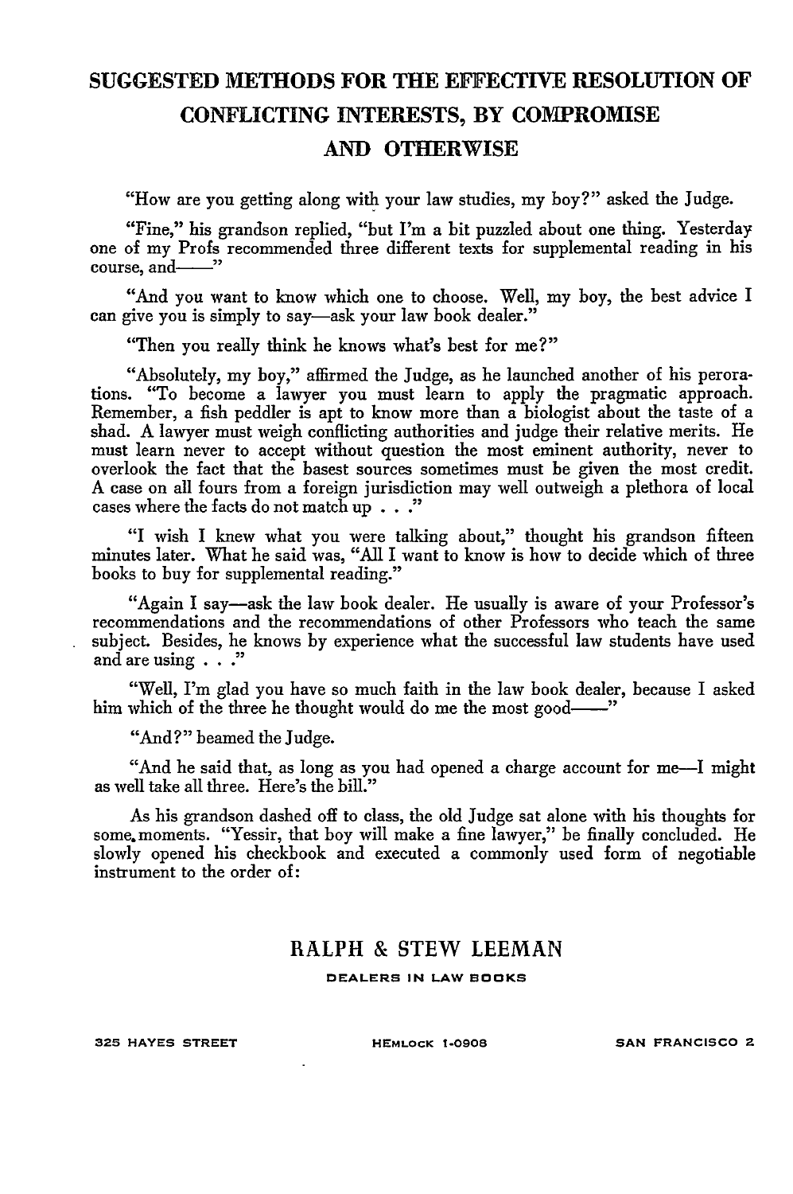# SUGGESTED METHODS FOR THE EFFECTIVE RESOLUTION OF CONFLICTING INTERESTS, BY COMPROMISE AND OTHERWISE

"How are you getting along with your law studies, my boy?" asked the Judge.

"Fine," his grandson replied, "but I'm a bit puzzled about one thing. Yesterday one of my Profs recommended three different texts for supplemental reading in his course, and——"

"And you want to know which one to choose. Well, my boy, the best advice I can give you is simply to say—ask your law book dealer."

"Then you really think he knows what's best for me?"

"Absolutely, my boy," affirmed the Judge, as he launched another of his perorations. "To become a lawyer you must learn to apply the pragmatic approach. Remember, a fish peddler is apt to know more than a biologist about the taste of a shad. A lawyer must weigh conflicting authorities and judge their relative merits. He must learn never to accept without question the most eminent authority, never to overlook the fact that the basest sources sometimes must be given the most credit. A case on all fours from a foreign jurisdiction may well outweigh a plethora of local cases where the facts do not match up . . ."

"I wish I knew what you were talking about," thought his grandson fifteen minutes later. What he said was, "All I want to know is how to decide which of three books to buy for supplemental reading."

"Again I say—ask the law book dealer. He usually is aware of your Professor's recommendations and the recommendations of other Professors who teach the same subject. Besides, he knows by experience what the successful law students have used and are using . . ."

"Well, I'm glad you have so much faith in the law book dealer, because I asked him which of the three he thought would do me the most good——"

"And?" beamed the Judge.

"And he said that, as long as you had opened a charge account for me—I might as well take all three. Here's the bill."

As his grandson dashed off to class, the old Judge sat alone with his thoughts for some moments. "Yessir, that boy will make a fine lawyer," he finally concluded. He slowly opened his checkbook and executed a commonly used form of negotiable instrument to the order of:

## RALPH & STEW LEEMAN

DEALERS IN LAW BOOKS

325 HAYES STREET — HEMLOCK 1-0908 — SAN FRANCISCO 2